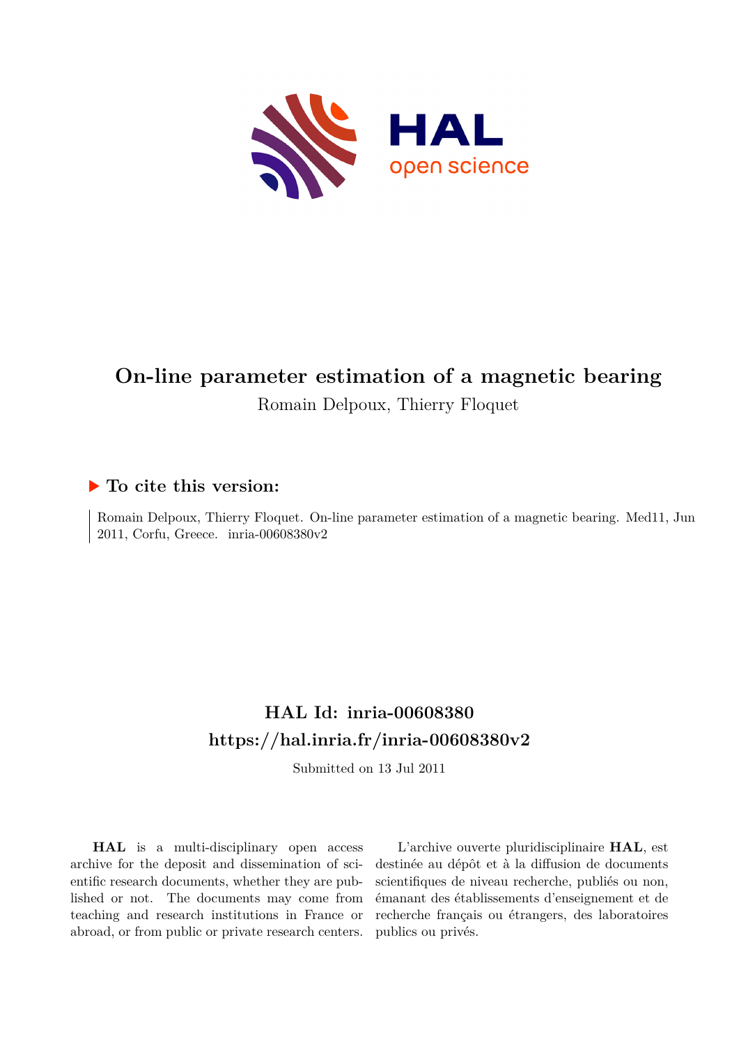# On-line parameter estimation of a magnetic bearing

Romain Delpoux, Thierry Floquet

## ▶ To cite this version:

Romain Delpoux, Thierry Floquet. On-line parameter estimation of a magnetic bearing. Med11, Jun 2011, Corfu, Greece. inria-00608380v2

## HAL Id: inria-00608380

## https://hal.inria.fr/inria-00608380v2

Submitted on 13 Jul 2011

**HAL** is a multi-disciplinary open access archive for the deposit and dissemination of scientific research documents, whether they are published or not. The documents may come from teaching and research institutions in France or abroad, or from public or private research centers.

L'archive ouverte pluridisciplinaire **HAL**, est destinée au dépôt et à la diffusion de documents scientifiques de niveau recherche, publiés ou non, émanant des établissements d'enseignement et de recherche français ou étrangers, des laboratoires publics ou privés.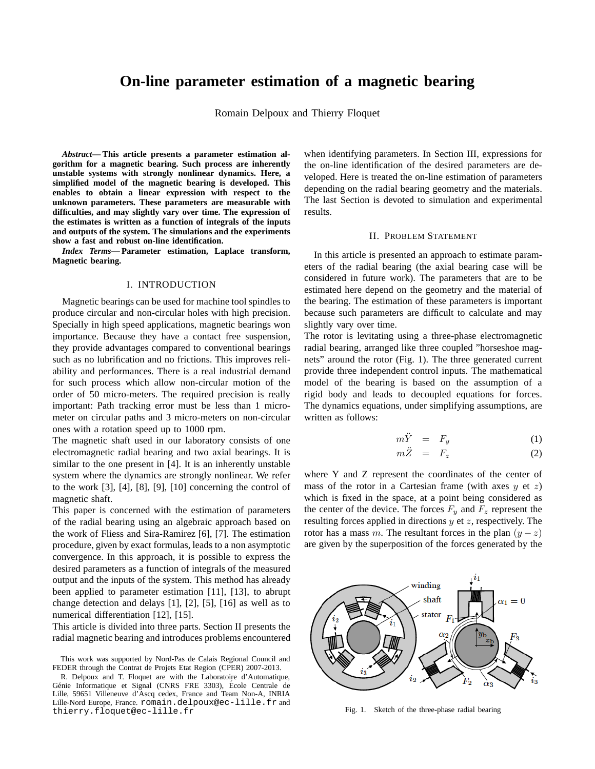# On-line parameter estimation of a magnetic bearing

Romain Delpoux and Thierry Floquet

***Abstract*— This article presents a parameter estimation algorithm for a magnetic bearing. Such process are inherently unstable systems with strongly nonlinear dynamics. Here, a simplified model of the magnetic bearing is developed. This enables to obtain a linear expression with respect to the unknown parameters. These parameters are measurable with difficulties, and may slightly vary over time. The expression of the estimates is written as a function of integrals of the inputs and outputs of the system. The simulations and the experiments show a fast and robust on-line identification.**

***Index Terms*— Parameter estimation, Laplace transform, Magnetic bearing.**

## I. INTRODUCTION

Magnetic bearings can be used for machine tool spindles to produce circular and non-circular holes with high precision. Specially in high speed applications, magnetic bearings won importance. Because they have a contact free suspension, they provide advantages compared to conventional bearings such as no lubrification and no frictions. This improves reliability and performances. There is a real industrial demand for such process which allow non-circular motion of the order of 50 micro-meters. The required precision is really important: Path tracking error must be less than 1 micrometer on circular paths and 3 micro-meters on non-circular ones with a rotation speed up to 1000 rpm.

The magnetic shaft used in our laboratory consists of one electromagnetic radial bearing and two axial bearings. It is similar to the one present in [4]. It is an inherently unstable system where the dynamics are strongly nonlinear. We refer to the work [3], [4], [8], [9], [10] concerning the control of magnetic shaft.

This paper is concerned with the estimation of parameters of the radial bearing using an algebraic approach based on the work of Fliess and Sira-Ramirez [6], [7]. The estimation procedure, given by exact formulas, leads to a non asymptotic convergence. In this approach, it is possible to express the desired parameters as a function of integrals of the measured output and the inputs of the system. This method has already been applied to parameter estimation [11], [13], to abrupt change detection and delays [1], [2], [5], [16] as well as to numerical differentiation [12], [15].

This article is divided into three parts. Section II presents the radial magnetic bearing and introduces problems encountered when identifying parameters. In Section III, expressions for the on-line identification of the desired parameters are developed. Here is treated the on-line estimation of parameters depending on the radial bearing geometry and the materials. The last Section is devoted to simulation and experimental results.

This work was supported by Nord-Pas de Calais Regional Council and FEDER through the Contrat de Projets Etat Region (CPER) 2007-2013.

R. Delpoux and T. Floquet are with the Laboratoire d'Automatique, Génie Informatique et Signal (CNRS FRE 3303), École Centrale de Lille, 59651 Villeneuve d'Ascq cedex, France and Team Non-A, INRIA Lille-Nord Europe, France. romain.delpoux@ec-lille.fr and thierry.floquet@ec-lille.fr

## II. PROBLEM STATEMENT

In this article is presented an approach to estimate parameters of the radial bearing (the axial bearing case will be considered in future work). The parameters that are to be estimated here depend on the geometry and the material of the bearing. The estimation of these parameters is important because such parameters are difficult to calculate and may slightly vary over time.

The rotor is levitating using a three-phase electromagnetic radial bearing, arranged like three coupled "horseshoe magnets" around the rotor (Fig. 1). The three generated current provide three independent control inputs. The mathematical model of the bearing is based on the assumption of a rigid body and leads to decoupled equations for forces. The dynamics equations, under simplifying assumptions, are written as follows:

$$m\ddot{Y} = F_y \qquad (1)$$

$$m\ddot{Z} = F_z \qquad (2)$$

where Y and Z represent the coordinates of the center of mass of the rotor in a Cartesian frame (with axes $y$ et $z$) which is fixed in the space, at a point being considered as the center of the device. The forces $F_y$ and $F_z$ represent the resulting forces applied in directions $y$ et $z$, respectively. The rotor has a mass $m$. The resultant forces in the plan $(y - z)$ are given by the superposition of the forces generated by the

Fig. 1. Sketch of the three-phase radial bearing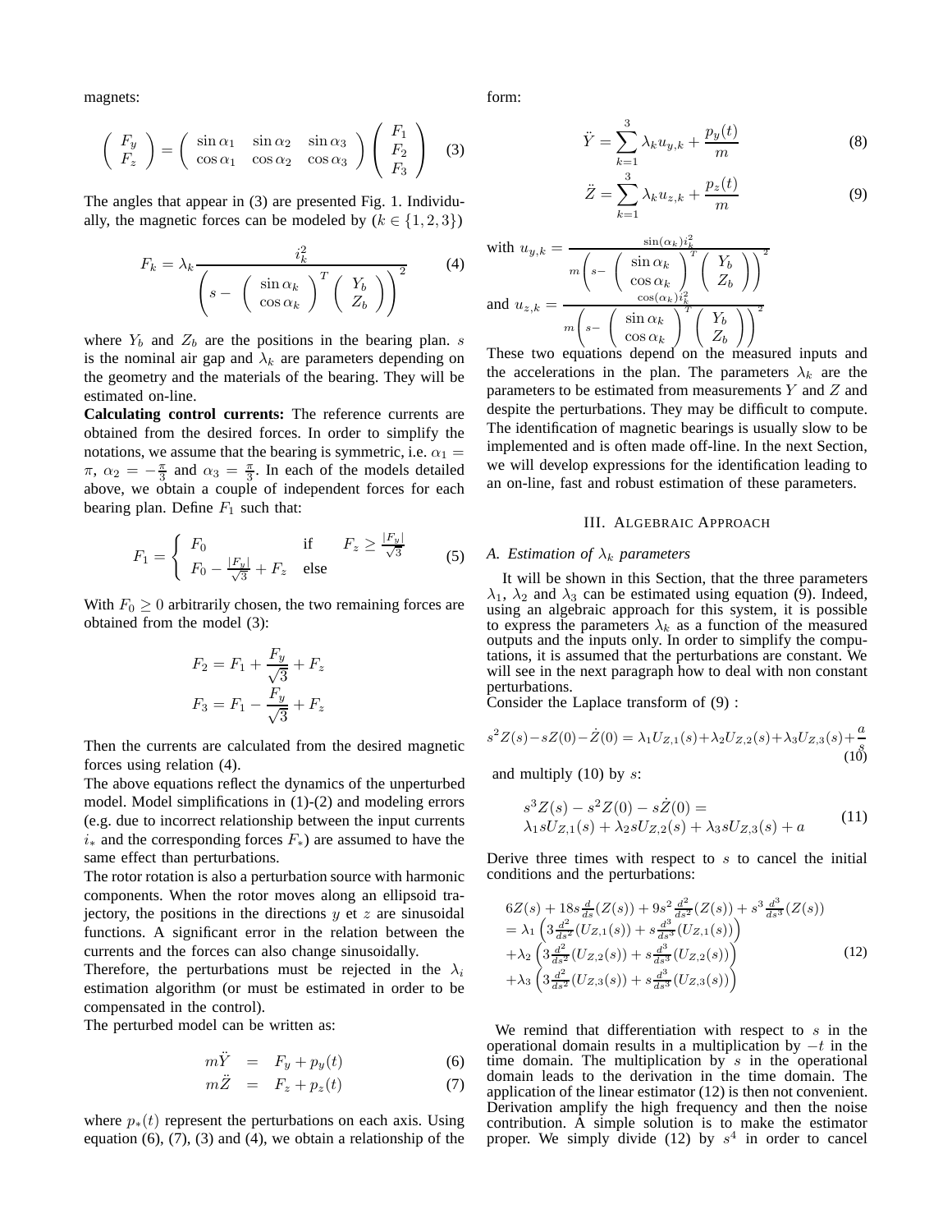magnets:

$$\begin{pmatrix} F_y \\ F_z \end{pmatrix} = \begin{pmatrix} \sin\alpha_1 & \sin\alpha_2 & \sin\alpha_3 \\ \cos\alpha_1 & \cos\alpha_2 & \cos\alpha_3 \end{pmatrix} \begin{pmatrix} F_1 \\ F_2 \\ F_3 \end{pmatrix} \quad (3)$$

The angles that appear in (3) are presented Fig. 1. Individually, the magnetic forces can be modeled by ($k \in \{1, 2, 3\}$)

$$F_k = \lambda_k \frac{i_k^2}{\left(s - \begin{pmatrix} \sin\alpha_k \\ \cos\alpha_k \end{pmatrix}^T \begin{pmatrix} Y_b \\ Z_b \end{pmatrix}\right)^2} \quad (4)$$

where $Y_b$ and $Z_b$ are the positions in the bearing plan. $s$ is the nominal air gap and $\lambda_k$ are parameters depending on the geometry and the materials of the bearing. They will be estimated on-line.

**Calculating control currents:** The reference currents are obtained from the desired forces. In order to simplify the notations, we assume that the bearing is symmetric, i.e. $\alpha_1 = \pi$, $\alpha_2 = -\frac{\pi}{3}$ and $\alpha_3 = \frac{\pi}{3}$. In each of the models detailed above, we obtain a couple of independent forces for each bearing plan. Define $F_1$ such that:

$$F_1 = \begin{cases} F_0 & \text{if} \quad F_z \geq \frac{|F_y|}{\sqrt{3}} \\ F_0 - \frac{|F_y|}{\sqrt{3}} + F_z & \text{else} \end{cases} \quad (5)$$

With $F_0 \geq 0$ arbitrarily chosen, the two remaining forces are obtained from the model (3):

$$F_2 = F_1 + \frac{F_y}{\sqrt{3}} + F_z$$
$$F_3 = F_1 - \frac{F_y}{\sqrt{3}} + F_z$$

Then the currents are calculated from the desired magnetic forces using relation (4).

The above equations reflect the dynamics of the unperturbed model. Model simplifications in (1)-(2) and modeling errors (e.g. due to incorrect relationship between the input currents $i_*$ and the corresponding forces $F_*$) are assumed to have the same effect than perturbations.

The rotor rotation is also a perturbation source with harmonic components. When the rotor moves along an ellipsoid trajectory, the positions in the directions $y$ et $z$ are sinusoidal functions. A significant error in the relation between the currents and the forces can also change sinusoidally.

Therefore, the perturbations must be rejected in the $\lambda_i$ estimation algorithm (or must be estimated in order to be compensated in the control).

The perturbed model can be written as:

$$m\ddot{Y} = F_y + p_y(t) \quad (6)$$
$$m\ddot{Z} = F_z + p_z(t) \quad (7)$$

where $p_*(t)$ represent the perturbations on each axis. Using equation (6), (7), (3) and (4), we obtain a relationship of the form:

$$\ddot{Y} = \sum_{k=1}^{3} \lambda_k u_{y,k} + \frac{p_y(t)}{m} \quad (8)$$

$$\ddot{Z} = \sum_{k=1}^{3} \lambda_k u_{z,k} + \frac{p_z(t)}{m} \quad (9)$$

with $u_{y,k} = \dfrac{\sin(\alpha_k) i_k^2}{m\left(s - \begin{pmatrix} \sin\alpha_k \\ \cos\alpha_k \end{pmatrix}^T \begin{pmatrix} Y_b \\ Z_b \end{pmatrix}\right)^2}$

and $u_{z,k} = \dfrac{\cos(\alpha_k) i_k^2}{m\left(s - \begin{pmatrix} \sin\alpha_k \\ \cos\alpha_k \end{pmatrix}^T \begin{pmatrix} Y_b \\ Z_b \end{pmatrix}\right)^2}$

These two equations depend on the measured inputs and the accelerations in the plan. The parameters $\lambda_k$ are the parameters to be estimated from measurements $Y$ and $Z$ and despite the perturbations. They may be difficult to compute. The identification of magnetic bearings is usually slow to be implemented and is often made off-line. In the next Section, we will develop expressions for the identification leading to an on-line, fast and robust estimation of these parameters.

## III. Algebraic Approach

### A. Estimation of $\lambda_k$ parameters

It will be shown in this Section, that the three parameters $\lambda_1$, $\lambda_2$ and $\lambda_3$ can be estimated using equation (9). Indeed, using an algebraic approach for this system, it is possible to express the parameters $\lambda_k$ as a function of the measured outputs and the inputs only. In order to simplify the computations, it is assumed that the perturbations are constant. We will see in the next paragraph how to deal with non constant perturbations.

Consider the Laplace transform of (9) :

$$s^2 Z(s) - sZ(0) - \dot{Z}(0) = \lambda_1 U_{Z,1}(s) + \lambda_2 U_{Z,2}(s) + \lambda_3 U_{Z,3}(s) + \frac{a}{s} \quad (10)$$

and multiply (10) by $s$:

$$\begin{aligned} & s^3 Z(s) - s^2 Z(0) - s\dot{Z}(0) = \\ & \lambda_1 s U_{Z,1}(s) + \lambda_2 s U_{Z,2}(s) + \lambda_3 s U_{Z,3}(s) + a \end{aligned} \quad (11)$$

Derive three times with respect to $s$ to cancel the initial conditions and the perturbations:

$$\begin{aligned} & 6Z(s) + 18s\frac{d}{ds}(Z(s)) + 9s^2\frac{d^2}{ds^2}(Z(s)) + s^3\frac{d^3}{ds^3}(Z(s)) \\ & = \lambda_1 \left(3\frac{d^2}{ds^2}(U_{Z,1}(s)) + s\frac{d^3}{ds^3}(U_{Z,1}(s))\right) \\ & + \lambda_2 \left(3\frac{d^2}{ds^2}(U_{Z,2}(s)) + s\frac{d^3}{ds^3}(U_{Z,2}(s))\right) \\ & + \lambda_3 \left(3\frac{d^2}{ds^2}(U_{Z,3}(s)) + s\frac{d^3}{ds^3}(U_{Z,3}(s))\right) \end{aligned} \quad (12)$$

We remind that differentiation with respect to $s$ in the operational domain results in a multiplication by $-t$ in the time domain. The multiplication by $s$ in the operational domain leads to the derivation in the time domain. The application of the linear estimator (12) is then not convenient. Derivation amplify the high frequency and then the noise contribution. A simple solution is to make the estimator proper. We simply divide (12) by $s^4$ in order to cancel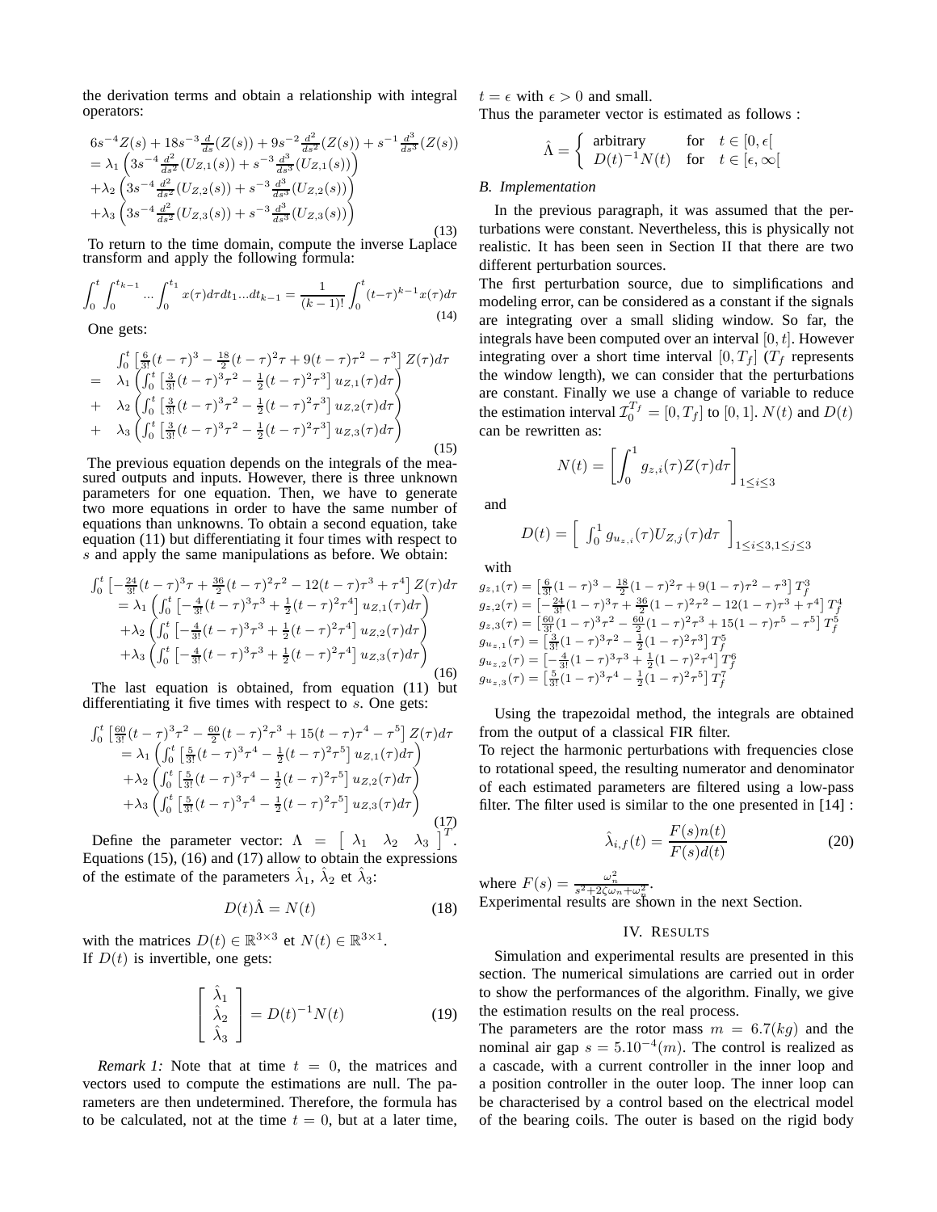the derivation terms and obtain a relationship with integral operators:

$$
\begin{aligned}
&6s^{-4}Z(s) + 18s^{-3}\tfrac{d}{ds}(Z(s)) + 9s^{-2}\tfrac{d^2}{ds^2}(Z(s)) + s^{-1}\tfrac{d^3}{ds^3}(Z(s)) \\
&= \lambda_1 \left(3s^{-4}\tfrac{d^2}{ds^2}(U_{Z,1}(s)) + s^{-3}\tfrac{d^3}{ds^3}(U_{Z,1}(s))\right) \\
&+ \lambda_2 \left(3s^{-4}\tfrac{d^2}{ds^2}(U_{Z,2}(s)) + s^{-3}\tfrac{d^3}{ds^3}(U_{Z,2}(s))\right) \\
&+ \lambda_3 \left(3s^{-4}\tfrac{d^2}{ds^2}(U_{Z,3}(s)) + s^{-3}\tfrac{d^3}{ds^3}(U_{Z,3}(s))\right)
\end{aligned}
\tag{13}
$$

To return to the time domain, compute the inverse Laplace transform and apply the following formula:

$$
\int_0^t \int_0^{t_{k-1}} \dots \int_0^{t_1} x(\tau) d\tau dt_1 \dots dt_{k-1} = \frac{1}{(k-1)!} \int_0^t (t-\tau)^{k-1} x(\tau) d\tau
\tag{14}
$$

One gets:

$$
\begin{aligned}
&\int_0^t \left[\tfrac{6}{3!}(t-\tau)^3 - \tfrac{18}{2}(t-\tau)^2\tau + 9(t-\tau)\tau^2 - \tau^3\right] Z(\tau) d\tau \\
= \; & \lambda_1 \left(\int_0^t \left[\tfrac{3}{3!}(t-\tau)^3\tau^2 - \tfrac{1}{2}(t-\tau)^2\tau^3\right] u_{Z,1}(\tau) d\tau\right) \\
+ \; & \lambda_2 \left(\int_0^t \left[\tfrac{3}{3!}(t-\tau)^3\tau^2 - \tfrac{1}{2}(t-\tau)^2\tau^3\right] u_{Z,2}(\tau) d\tau\right) \\
+ \; & \lambda_3 \left(\int_0^t \left[\tfrac{3}{3!}(t-\tau)^3\tau^2 - \tfrac{1}{2}(t-\tau)^2\tau^3\right] u_{Z,3}(\tau) d\tau\right)
\end{aligned}
\tag{15}
$$

The previous equation depends on the integrals of the measured outputs and inputs. However, there is three unknown parameters for one equation. Then, we have to generate two more equations in order to have the same number of equations than unknowns. To obtain a second equation, take equation (11) but differentiating it four times with respect to $s$ and apply the same manipulations as before. We obtain:

$$
\begin{aligned}
&\int_0^t \left[-\tfrac{24}{3!}(t-\tau)^3\tau + \tfrac{36}{2}(t-\tau)^2\tau^2 - 12(t-\tau)\tau^3 + \tau^4\right] Z(\tau) d\tau \\
&= \lambda_1 \left(\int_0^t \left[-\tfrac{4}{3!}(t-\tau)^3\tau^3 + \tfrac{1}{2}(t-\tau)^2\tau^4\right] u_{Z,1}(\tau) d\tau\right) \\
&+ \lambda_2 \left(\int_0^t \left[-\tfrac{4}{3!}(t-\tau)^3\tau^3 + \tfrac{1}{2}(t-\tau)^2\tau^4\right] u_{Z,2}(\tau) d\tau\right) \\
&+ \lambda_3 \left(\int_0^t \left[-\tfrac{4}{3!}(t-\tau)^3\tau^3 + \tfrac{1}{2}(t-\tau)^2\tau^4\right] u_{Z,3}(\tau) d\tau\right)
\end{aligned}
\tag{16}
$$

The last equation is obtained, from equation (11) but differentiating it five times with respect to $s$. One gets:

$$
\begin{aligned}
&\int_0^t \left[\tfrac{60}{3!}(t-\tau)^3\tau^2 - \tfrac{60}{2}(t-\tau)^2\tau^3 + 15(t-\tau)\tau^4 - \tau^5\right] Z(\tau) d\tau \\
&= \lambda_1 \left(\int_0^t \left[\tfrac{5}{3!}(t-\tau)^3\tau^4 - \tfrac{1}{2}(t-\tau)^2\tau^5\right] u_{Z,1}(\tau) d\tau\right) \\
&+ \lambda_2 \left(\int_0^t \left[\tfrac{5}{3!}(t-\tau)^3\tau^4 - \tfrac{1}{2}(t-\tau)^2\tau^5\right] u_{Z,2}(\tau) d\tau\right) \\
&+ \lambda_3 \left(\int_0^t \left[\tfrac{5}{3!}(t-\tau)^3\tau^4 - \tfrac{1}{2}(t-\tau)^2\tau^5\right] u_{Z,3}(\tau) d\tau\right)
\end{aligned}
\tag{17}
$$

Define the parameter vector: $\Lambda = \left[\begin{array}{ccc} \lambda_1 & \lambda_2 & \lambda_3 \end{array}\right]^T$. Equations (15), (16) and (17) allow to obtain the expressions of the estimate of the parameters $\hat{\lambda}_1$, $\hat{\lambda}_2$ et $\hat{\lambda}_3$:

$$
D(t)\hat{\Lambda} = N(t)
\tag{18}
$$

with the matrices $D(t) \in \mathbb{R}^{3\times 3}$ et $N(t) \in \mathbb{R}^{3\times 1}$.
If $D(t)$ is invertible, one gets:

$$
\left[\begin{array}{c} \hat{\lambda}_1 \\ \hat{\lambda}_2 \\ \hat{\lambda}_3 \end{array}\right] = D(t)^{-1} N(t)
\tag{19}
$$

*Remark 1:* Note that at time $t = 0$, the matrices and vectors used to compute the estimations are null. The parameters are then undetermined. Therefore, the formula has to be calculated, not at the time $t = 0$, but at a later time, $t = \epsilon$ with $\epsilon > 0$ and small.
Thus the parameter vector is estimated as follows :

$$
\hat{\Lambda} = \begin{cases} \text{arbitrary} & \text{for} \quad t \in [0, \epsilon[ \\ D(t)^{-1}N(t) & \text{for} \quad t \in [\epsilon, \infty[ \end{cases}
$$

### *B. Implementation*

In the previous paragraph, it was assumed that the perturbations were constant. Nevertheless, this is physically not realistic. It has been seen in Section II that there are two different perturbation sources.
The first perturbation source, due to simplifications and modeling error, can be considered as a constant if the signals are integrating over a small sliding window. So far, the integrals have been computed over an interval $[0, t]$. However integrating over a short time interval $[0, T_f]$ ($T_f$ represents the window length), we can consider that the perturbations are constant. Finally we use a change of variable to reduce the estimation interval $\mathcal{I}_0^{T_f} = [0, T_f]$ to $[0, 1]$. $N(t)$ and $D(t)$ can be rewritten as:

$$
N(t) = \left[\int_0^1 g_{z,i}(\tau) Z(\tau) d\tau\right]_{1\le i\le 3}
$$

and

$$
D(t) = \left[\ \int_0^1 g_{u_{z,i}}(\tau) U_{Z,j}(\tau) d\tau\ \right]_{1\le i\le 3, 1\le j\le 3}
$$

with

$$
\begin{aligned}
g_{z,1}(\tau) &= \left[\tfrac{6}{3!}(1-\tau)^3 - \tfrac{18}{2}(1-\tau)^2\tau + 9(1-\tau)\tau^2 - \tau^3\right] T_f^3 \\
g_{z,2}(\tau) &= \left[-\tfrac{24}{3!}(1-\tau)^3\tau + \tfrac{36}{2}(1-\tau)^2\tau^2 - 12(1-\tau)\tau^3 + \tau^4\right] T_f^4 \\
g_{z,3}(\tau) &= \left[\tfrac{60}{3!}(1-\tau)^3\tau^2 - \tfrac{60}{2}(1-\tau)^2\tau^3 + 15(1-\tau)\tau^5 - \tau^5\right] T_f^5 \\
g_{u_{z,1}}(\tau) &= \left[\tfrac{3}{3!}(1-\tau)^3\tau^2 - \tfrac{1}{2}(1-\tau)^2\tau^3\right] T_f^5 \\
g_{u_{z,2}}(\tau) &= \left[-\tfrac{4}{3!}(1-\tau)^3\tau^3 + \tfrac{1}{2}(1-\tau)^2\tau^4\right] T_f^6 \\
g_{u_{z,3}}(\tau) &= \left[\tfrac{5}{3!}(1-\tau)^3\tau^4 - \tfrac{1}{2}(1-\tau)^2\tau^5\right] T_f^7
\end{aligned}
$$

Using the trapezoidal method, the integrals are obtained from the output of a classical FIR filter.
To reject the harmonic perturbations with frequencies close to rotational speed, the resulting numerator and denominator of each estimated parameters are filtered using a low-pass filter. The filter used is similar to the one presented in [14] :

$$
\hat{\lambda}_{i,f}(t) = \frac{F(s)n(t)}{F(s)d(t)}
\tag{20}
$$

where $F(s) = \frac{\omega_n^2}{s^2 + 2\zeta\omega_n + \omega_n^2}$.
Experimental results are shown in the next Section.

## IV. Results

Simulation and experimental results are presented in this section. The numerical simulations are carried out in order to show the performances of the algorithm. Finally, we give the estimation results on the real process.
The parameters are the rotor mass $m = 6.7(kg)$ and the nominal air gap $s = 5.10^{-4}(m)$. The control is realized as a cascade, with a current controller in the inner loop and a position controller in the outer loop. The inner loop can be characterised by a control based on the electrical model of the bearing coils. The outer is based on the rigid body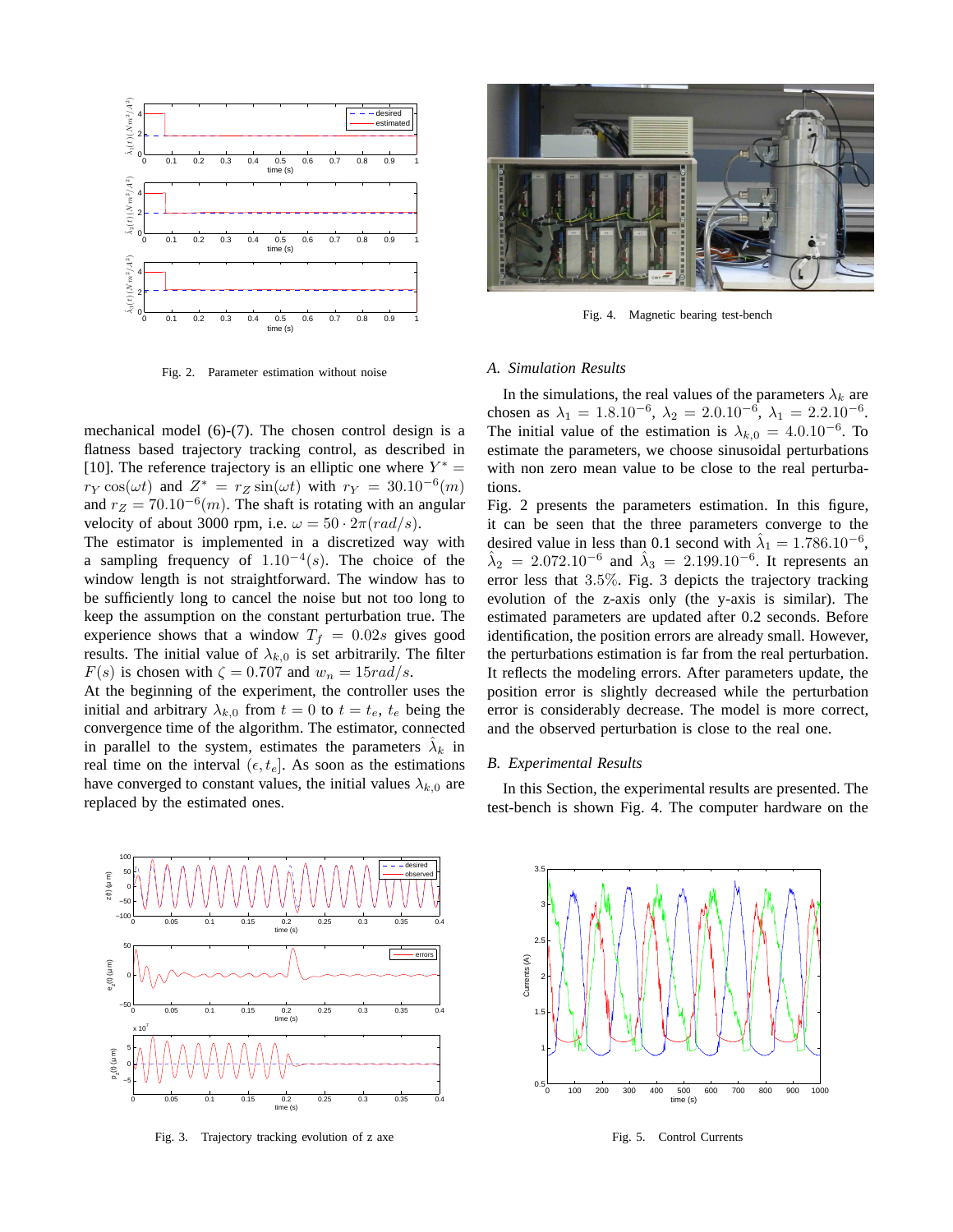Fig. 2. Parameter estimation without noise

mechanical model (6)-(7). The chosen control design is a flatness based trajectory tracking control, as described in [10]. The reference trajectory is an elliptic one where $Y^* = r_Y \cos(\omega t)$ and $Z^* = r_Z \sin(\omega t)$ with $r_Y = 30.10^{-6}(m)$ and $r_Z = 70.10^{-6}(m)$. The shaft is rotating with an angular velocity of about 3000 rpm, i.e. $\omega = 50 \cdot 2\pi(rad/s)$.

The estimator is implemented in a discretized way with a sampling frequency of $1.10^{-4}(s)$. The choice of the window length is not straightforward. The window has to be sufficiently long to cancel the noise but not too long to keep the assumption on the constant perturbation true. The experience shows that a window $T_f = 0.02s$ gives good results. The initial value of $\lambda_{k,0}$ is set arbitrarily. The filter $F(s)$ is chosen with $\zeta = 0.707$ and $w_n = 15rad/s$.

At the beginning of the experiment, the controller uses the initial and arbitrary $\lambda_{k,0}$ from $t = 0$ to $t = t_e$, $t_e$ being the convergence time of the algorithm. The estimator, connected in parallel to the system, estimates the parameters $\hat{\lambda}_k$ in real time on the interval $(\epsilon, t_e]$. As soon as the estimations have converged to constant values, the initial values $\lambda_{k,0}$ are replaced by the estimated ones.

Fig. 4. Magnetic bearing test-bench

### A. Simulation Results

In the simulations, the real values of the parameters $\lambda_k$ are chosen as $\lambda_1 = 1.8.10^{-6}$, $\lambda_2 = 2.0.10^{-6}$, $\lambda_1 = 2.2.10^{-6}$. The initial value of the estimation is $\lambda_{k,0} = 4.0.10^{-6}$. To estimate the parameters, we choose sinusoidal perturbations with non zero mean value to be close to the real perturbations.

Fig. 2 presents the parameters estimation. In this figure, it can be seen that the three parameters converge to the desired value in less than 0.1 second with $\hat{\lambda}_1 = 1.786.10^{-6}$, $\hat{\lambda}_2 = 2.072.10^{-6}$ and $\hat{\lambda}_3 = 2.199.10^{-6}$. It represents an error less that $3.5\%$. Fig. 3 depicts the trajectory tracking evolution of the z-axis only (the y-axis is similar). The estimated parameters are updated after 0.2 seconds. Before identification, the position errors are already small. However, the perturbations estimation is far from the real perturbation. It reflects the modeling errors. After parameters update, the position error is slightly decreased while the perturbation error is considerably decrease. The model is more correct, and the observed perturbation is close to the real one.

### B. Experimental Results

In this Section, the experimental results are presented. The test-bench is shown Fig. 4. The computer hardware on the

Fig. 3. Trajectory tracking evolution of z axe

Fig. 5. Control Currents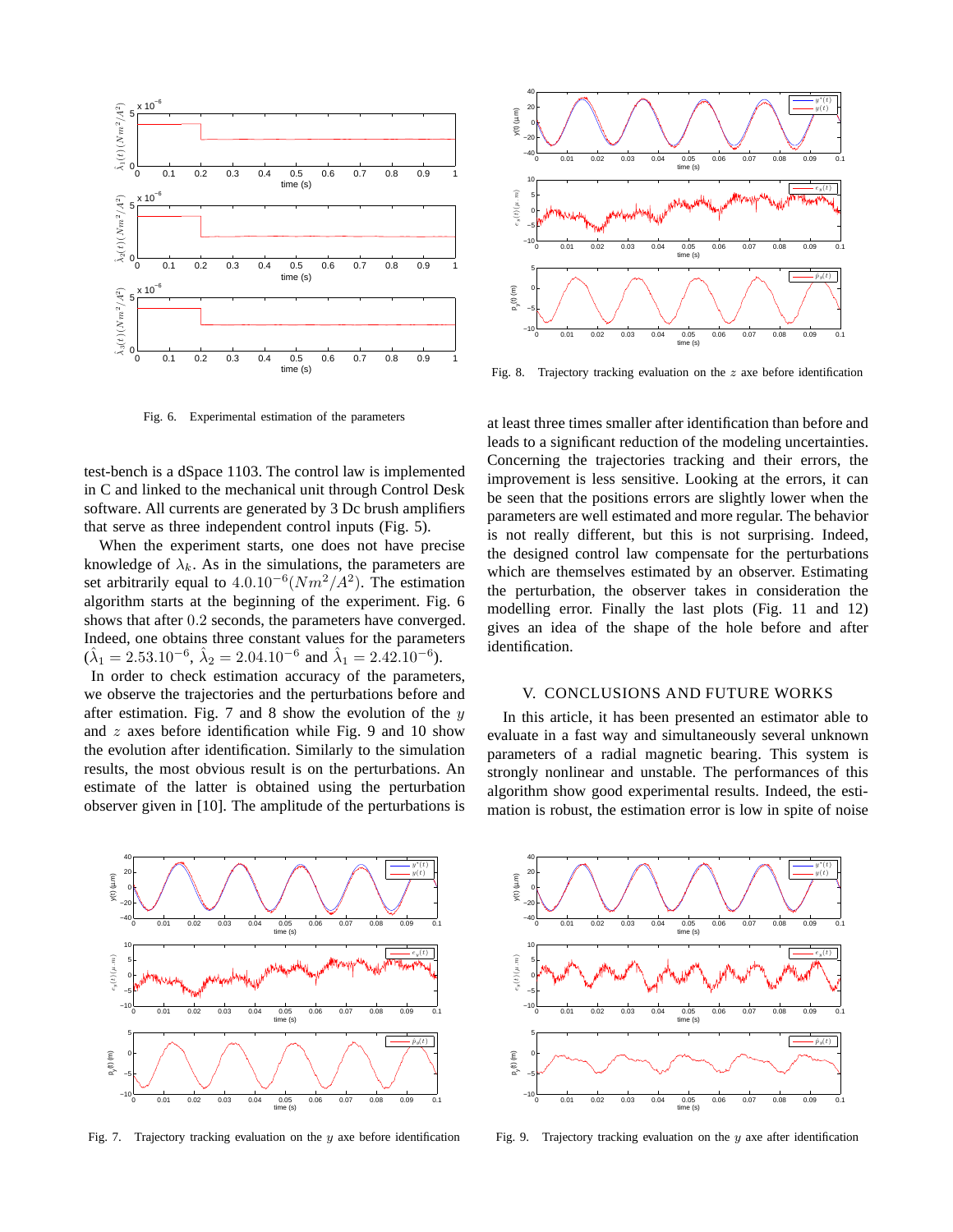Fig. 6. Experimental estimation of the parameters

test-bench is a dSpace 1103. The control law is implemented in C and linked to the mechanical unit through Control Desk software. All currents are generated by 3 Dc brush amplifiers that serve as three independent control inputs (Fig. 5).

When the experiment starts, one does not have precise knowledge of $\lambda_k$. As in the simulations, the parameters are set arbitrarily equal to $4.0.10^{-6}(Nm^2/A^2)$. The estimation algorithm starts at the beginning of the experiment. Fig. 6 shows that after $0.2$ seconds, the parameters have converged. Indeed, one obtains three constant values for the parameters ($\hat{\lambda}_1 = 2.53.10^{-6}$, $\hat{\lambda}_2 = 2.04.10^{-6}$ and $\hat{\lambda}_1 = 2.42.10^{-6}$).

In order to check estimation accuracy of the parameters, we observe the trajectories and the perturbations before and after estimation. Fig. 7 and 8 show the evolution of the $y$ and $z$ axes before identification while Fig. 9 and 10 show the evolution after identification. Similarly to the simulation results, the most obvious result is on the perturbations. An estimate of the latter is obtained using the perturbation observer given in [10]. The amplitude of the perturbations is at least three times smaller after identification than before and leads to a significant reduction of the modeling uncertainties. Concerning the trajectories tracking and their errors, the improvement is less sensitive. Looking at the errors, it can be seen that the positions errors are slightly lower when the parameters are well estimated and more regular. The behavior is not really different, but this is not surprising. Indeed, the designed control law compensate for the perturbations which are themselves estimated by an observer. Estimating the perturbation, the observer takes in consideration the modelling error. Finally the last plots (Fig. 11 and 12) gives an idea of the shape of the hole before and after identification.

Fig. 8. Trajectory tracking evaluation on the $z$ axe before identification

## V. CONCLUSIONS AND FUTURE WORKS

In this article, it has been presented an estimator able to evaluate in a fast way and simultaneously several unknown parameters of a radial magnetic bearing. This system is strongly nonlinear and unstable. The performances of this algorithm show good experimental results. Indeed, the estimation is robust, the estimation error is low in spite of noise

Fig. 7. Trajectory tracking evaluation on the $y$ axe before identification

Fig. 9. Trajectory tracking evaluation on the $y$ axe after identification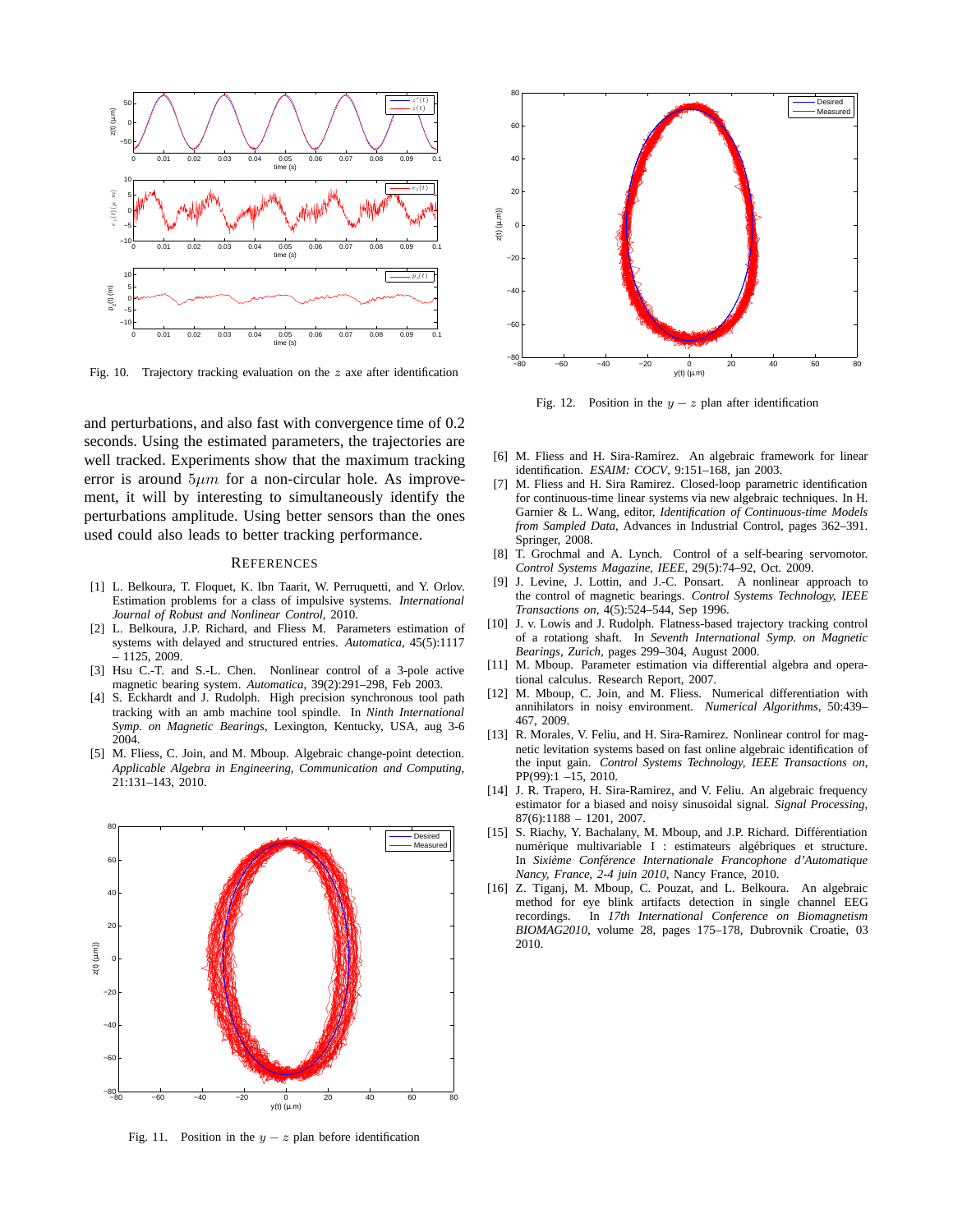0 0.01 0.02 0.03 0.04 0.05 0.06 0.07 0.08 0.09 0.1

time (s)

z(t) (μm)

$z^*(t)$

$z(t)$

$e_z(t)(\mu.m)$

$e_z(t)$

$p_z(t)$ (m)

$p_z(t)$

Fig. 10. Trajectory tracking evaluation on the $z$ axe after identification

and perturbations, and also fast with convergence time of 0.2 seconds. Using the estimated parameters, the trajectories are well tracked. Experiments show that the maximum tracking error is around $5\mu m$ for a non-circular hole. As improvement, it will by interesting to simultaneously identify the perturbations amplitude. Using better sensors than the ones used could also leads to better tracking performance.

## References

[1] L. Belkoura, T. Floquet, K. Ibn Taarit, W. Perruquetti, and Y. Orlov. Estimation problems for a class of impulsive systems. *International Journal of Robust and Nonlinear Control*, 2010.

[2] L. Belkoura, J.P. Richard, and Fliess M. Parameters estimation of systems with delayed and structured entries. *Automatica*, 45(5):1117 – 1125, 2009.

[3] Hsu C.-T. and S.-L. Chen. Nonlinear control of a 3-pole active magnetic bearing system. *Automatica*, 39(2):291–298, Feb 2003.

[4] S. Eckhardt and J. Rudolph. High precision synchronous tool path tracking with an amb machine tool spindle. In *Ninth International Symp. on Magnetic Bearings*, Lexington, Kentucky, USA, aug 3-6 2004.

[5] M. Fliess, C. Join, and M. Mboup. Algebraic change-point detection. *Applicable Algebra in Engineering, Communication and Computing*, 21:131–143, 2010.

Desired

Measured

z(t) (μm)

y(t) (μm)

Fig. 11. Position in the $y - z$ plan before identification

Desired

Measured

z(t) (μm))

y(t) (μm)

Fig. 12. Position in the $y - z$ plan after identification

[6] M. Fliess and H. Sira-Ramírez. An algebraic framework for linear identification. *ESAIM: COCV*, 9:151–168, jan 2003.

[7] M. Fliess and H. Sira Ramirez. Closed-loop parametric identification for continuous-time linear systems via new algebraic techniques. In H. Garnier & L. Wang, editor, *Identification of Continuous-time Models from Sampled Data*, Advances in Industrial Control, pages 362–391. Springer, 2008.

[8] T. Grochmal and A. Lynch. Control of a self-bearing servomotor. *Control Systems Magazine, IEEE*, 29(5):74–92, Oct. 2009.

[9] J. Levine, J. Lottin, and J.-C. Ponsart. A nonlinear approach to the control of magnetic bearings. *Control Systems Technology, IEEE Transactions on*, 4(5):524–544, Sep 1996.

[10] J. v. Lowis and J. Rudolph. Flatness-based trajectory tracking control of a rotating shaft. In *Seventh International Symp. on Magnetic Bearings, Zurich*, pages 299–304, August 2000.

[11] M. Mboup. Parameter estimation via differential algebra and operational calculus. Research Report, 2007.

[12] M. Mboup, C. Join, and M. Fliess. Numerical differentiation with annihilators in noisy environment. *Numerical Algorithms*, 50:439–467, 2009.

[13] R. Morales, V. Feliu, and H. Sira-Ramirez. Nonlinear control for magnetic levitation systems based on fast online algebraic identification of the input gain. *Control Systems Technology, IEEE Transactions on*, PP(99):1 –15, 2010.

[14] J. R. Trapero, H. Sira-Ramirez, and V. Feliu. An algebraic frequency estimator for a biased and noisy sinusoidal signal. *Signal Processing*, 87(6):1188 – 1201, 2007.

[15] S. Riachy, Y. Bachalany, M. Mboup, and J.P. Richard. Différentiation numérique multivariable I : estimateurs algébriques et structure. In *Sixième Conférence Internationale Francophone d'Automatique Nancy, France, 2-4 juin 2010*, Nancy France, 2010.

[16] Z. Tiganj, M. Mboup, C. Pouzat, and L. Belkoura. An algebraic method for eye blink artifacts detection in single channel EEG recordings. In *17th International Conference on Biomagnetism BIOMAG2010*, volume 28, pages 175–178, Dubrovnik Croatie, 03 2010.